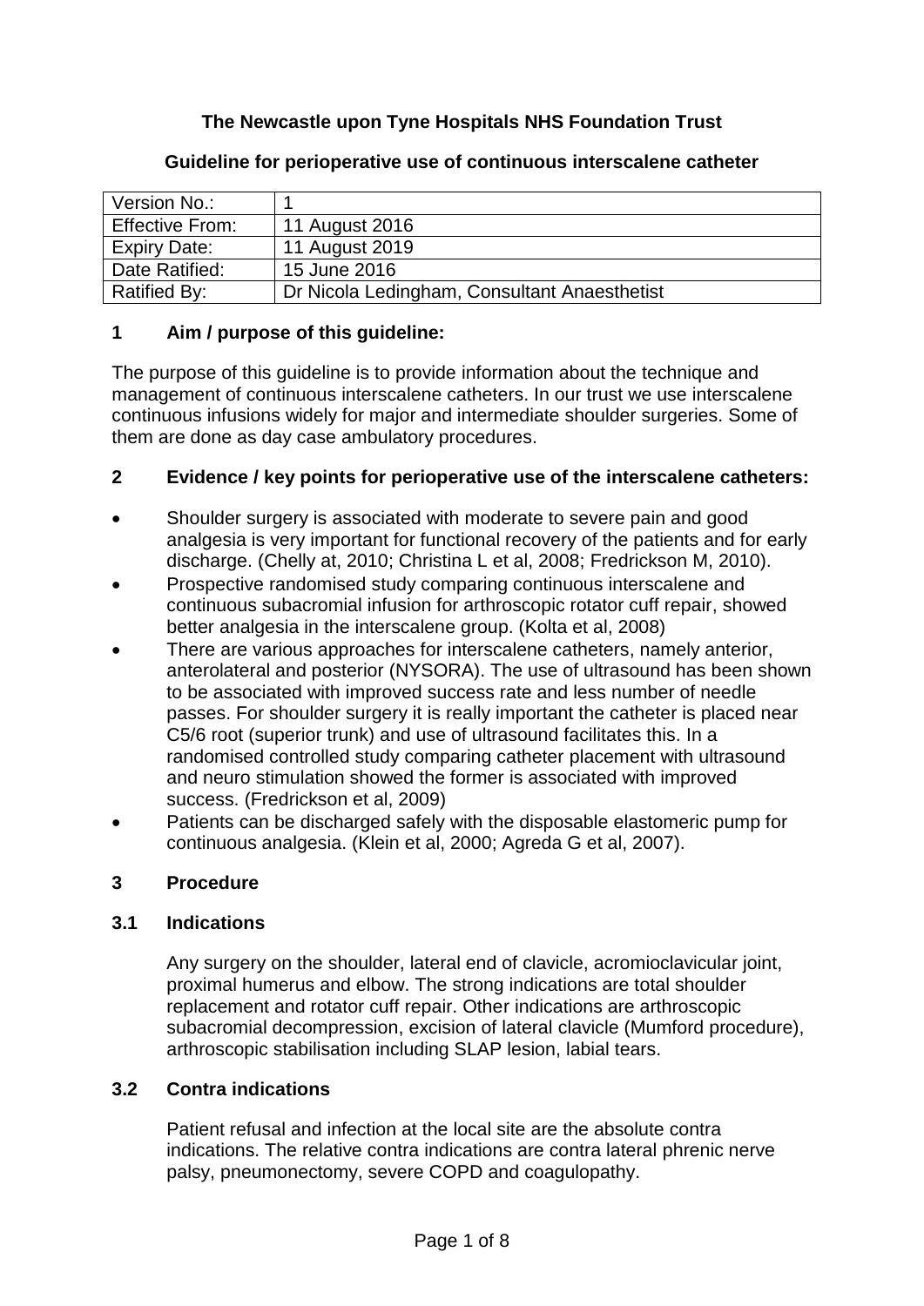**The Newcastle upon Tyne Hospitals NHS Foundation Trust**

**Guideline for perioperative use of continuous interscalene catheter**

| | |
|---|---|
| Version No.: | 1 |
| Effective From: | 11 August 2016 |
| Expiry Date: | 11 August 2019 |
| Date Ratified: | 15 June 2016 |
| Ratified By: | Dr Nicola Ledingham, Consultant Anaesthetist |

## 1 Aim / purpose of this guideline:

The purpose of this guideline is to provide information about the technique and management of continuous interscalene catheters. In our trust we use interscalene continuous infusions widely for major and intermediate shoulder surgeries. Some of them are done as day case ambulatory procedures.

## 2 Evidence / key points for perioperative use of the interscalene catheters:

- Shoulder surgery is associated with moderate to severe pain and good analgesia is very important for functional recovery of the patients and for early discharge. (Chelly at, 2010; Christina L et al, 2008; Fredrickson M, 2010).
- Prospective randomised study comparing continuous interscalene and continuous subacromial infusion for arthroscopic rotator cuff repair, showed better analgesia in the interscalene group. (Kolta et al, 2008)
- There are various approaches for interscalene catheters, namely anterior, anterolateral and posterior (NYSORA). The use of ultrasound has been shown to be associated with improved success rate and less number of needle passes. For shoulder surgery it is really important the catheter is placed near C5/6 root (superior trunk) and use of ultrasound facilitates this. In a randomised controlled study comparing catheter placement with ultrasound and neuro stimulation showed the former is associated with improved success. (Fredrickson et al, 2009)
- Patients can be discharged safely with the disposable elastomeric pump for continuous analgesia. (Klein et al, 2000; Agreda G et al, 2007).

## 3 Procedure

### 3.1 Indications

Any surgery on the shoulder, lateral end of clavicle, acromioclavicular joint, proximal humerus and elbow. The strong indications are total shoulder replacement and rotator cuff repair. Other indications are arthroscopic subacromial decompression, excision of lateral clavicle (Mumford procedure), arthroscopic stabilisation including SLAP lesion, labial tears.

### 3.2 Contra indications

Patient refusal and infection at the local site are the absolute contra indications. The relative contra indications are contra lateral phrenic nerve palsy, pneumonectomy, severe COPD and coagulopathy.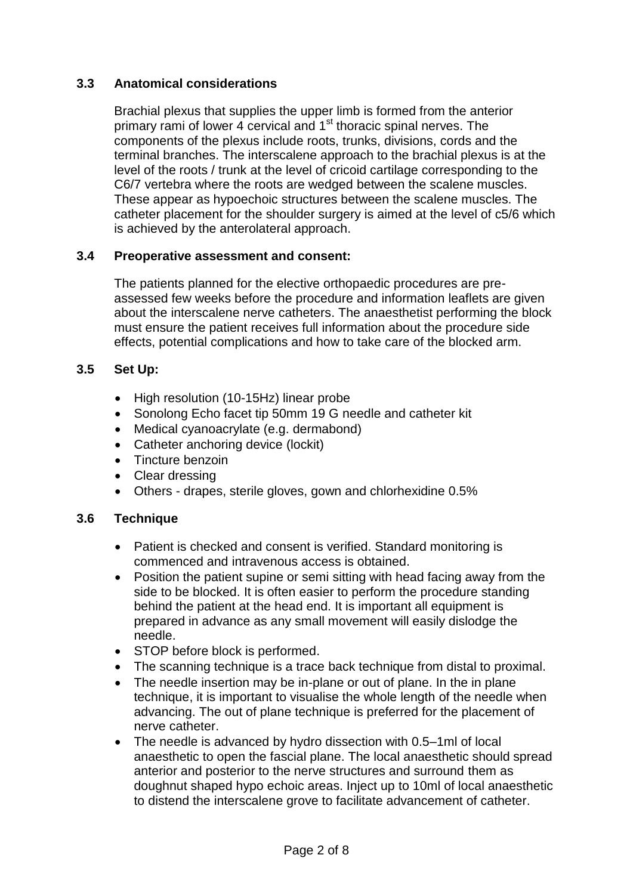### 3.3 Anatomical considerations

Brachial plexus that supplies the upper limb is formed from the anterior primary rami of lower 4 cervical and 1st thoracic spinal nerves. The components of the plexus include roots, trunks, divisions, cords and the terminal branches. The interscalene approach to the brachial plexus is at the level of the roots / trunk at the level of cricoid cartilage corresponding to the C6/7 vertebra where the roots are wedged between the scalene muscles. These appear as hypoechoic structures between the scalene muscles. The catheter placement for the shoulder surgery is aimed at the level of c5/6 which is achieved by the anterolateral approach.

### 3.4 Preoperative assessment and consent:

The patients planned for the elective orthopaedic procedures are pre-assessed few weeks before the procedure and information leaflets are given about the interscalene nerve catheters. The anaesthetist performing the block must ensure the patient receives full information about the procedure side effects, potential complications and how to take care of the blocked arm.

### 3.5 Set Up:

- High resolution (10-15Hz) linear probe
- Sonolong Echo facet tip 50mm 19 G needle and catheter kit
- Medical cyanoacrylate (e.g. dermabond)
- Catheter anchoring device (lockit)
- Tincture benzoin
- Clear dressing
- Others - drapes, sterile gloves, gown and chlorhexidine 0.5%

### 3.6 Technique

- Patient is checked and consent is verified. Standard monitoring is commenced and intravenous access is obtained.
- Position the patient supine or semi sitting with head facing away from the side to be blocked. It is often easier to perform the procedure standing behind the patient at the head end. It is important all equipment is prepared in advance as any small movement will easily dislodge the needle.
- STOP before block is performed.
- The scanning technique is a trace back technique from distal to proximal.
- The needle insertion may be in-plane or out of plane. In the in plane technique, it is important to visualise the whole length of the needle when advancing. The out of plane technique is preferred for the placement of nerve catheter.
- The needle is advanced by hydro dissection with 0.5–1ml of local anaesthetic to open the fascial plane. The local anaesthetic should spread anterior and posterior to the nerve structures and surround them as doughnut shaped hypo echoic areas. Inject up to 10ml of local anaesthetic to distend the interscalene grove to facilitate advancement of catheter.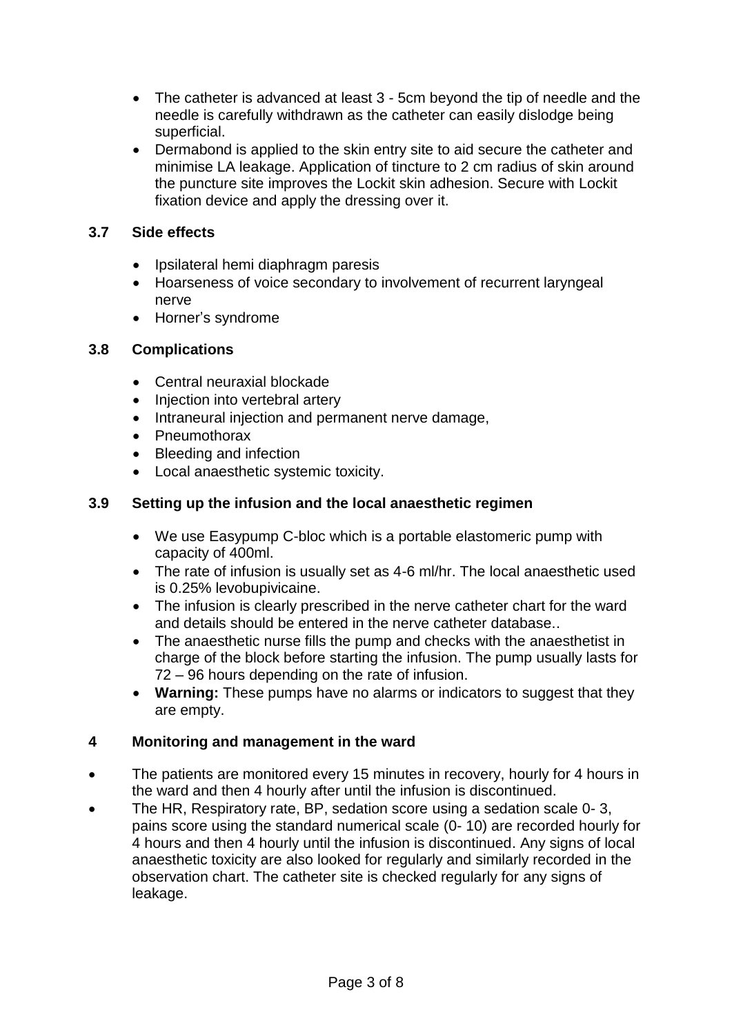- The catheter is advanced at least 3 - 5cm beyond the tip of needle and the needle is carefully withdrawn as the catheter can easily dislodge being superficial.
- Dermabond is applied to the skin entry site to aid secure the catheter and minimise LA leakage. Application of tincture to 2 cm radius of skin around the puncture site improves the Lockit skin adhesion. Secure with Lockit fixation device and apply the dressing over it.

### 3.7 Side effects

- Ipsilateral hemi diaphragm paresis
- Hoarseness of voice secondary to involvement of recurrent laryngeal nerve
- Horner's syndrome

### 3.8 Complications

- Central neuraxial blockade
- Injection into vertebral artery
- Intraneural injection and permanent nerve damage,
- Pneumothorax
- Bleeding and infection
- Local anaesthetic systemic toxicity.

### 3.9 Setting up the infusion and the local anaesthetic regimen

- We use Easypump C-bloc which is a portable elastomeric pump with capacity of 400ml.
- The rate of infusion is usually set as 4-6 ml/hr. The local anaesthetic used is 0.25% levobupivicaine.
- The infusion is clearly prescribed in the nerve catheter chart for the ward and details should be entered in the nerve catheter database..
- The anaesthetic nurse fills the pump and checks with the anaesthetist in charge of the block before starting the infusion. The pump usually lasts for 72 – 96 hours depending on the rate of infusion.
- **Warning:** These pumps have no alarms or indicators to suggest that they are empty.

## 4 Monitoring and management in the ward

- The patients are monitored every 15 minutes in recovery, hourly for 4 hours in the ward and then 4 hourly after until the infusion is discontinued.
- The HR, Respiratory rate, BP, sedation score using a sedation scale 0- 3, pains score using the standard numerical scale (0- 10) are recorded hourly for 4 hours and then 4 hourly until the infusion is discontinued. Any signs of local anaesthetic toxicity are also looked for regularly and similarly recorded in the observation chart. The catheter site is checked regularly for any signs of leakage.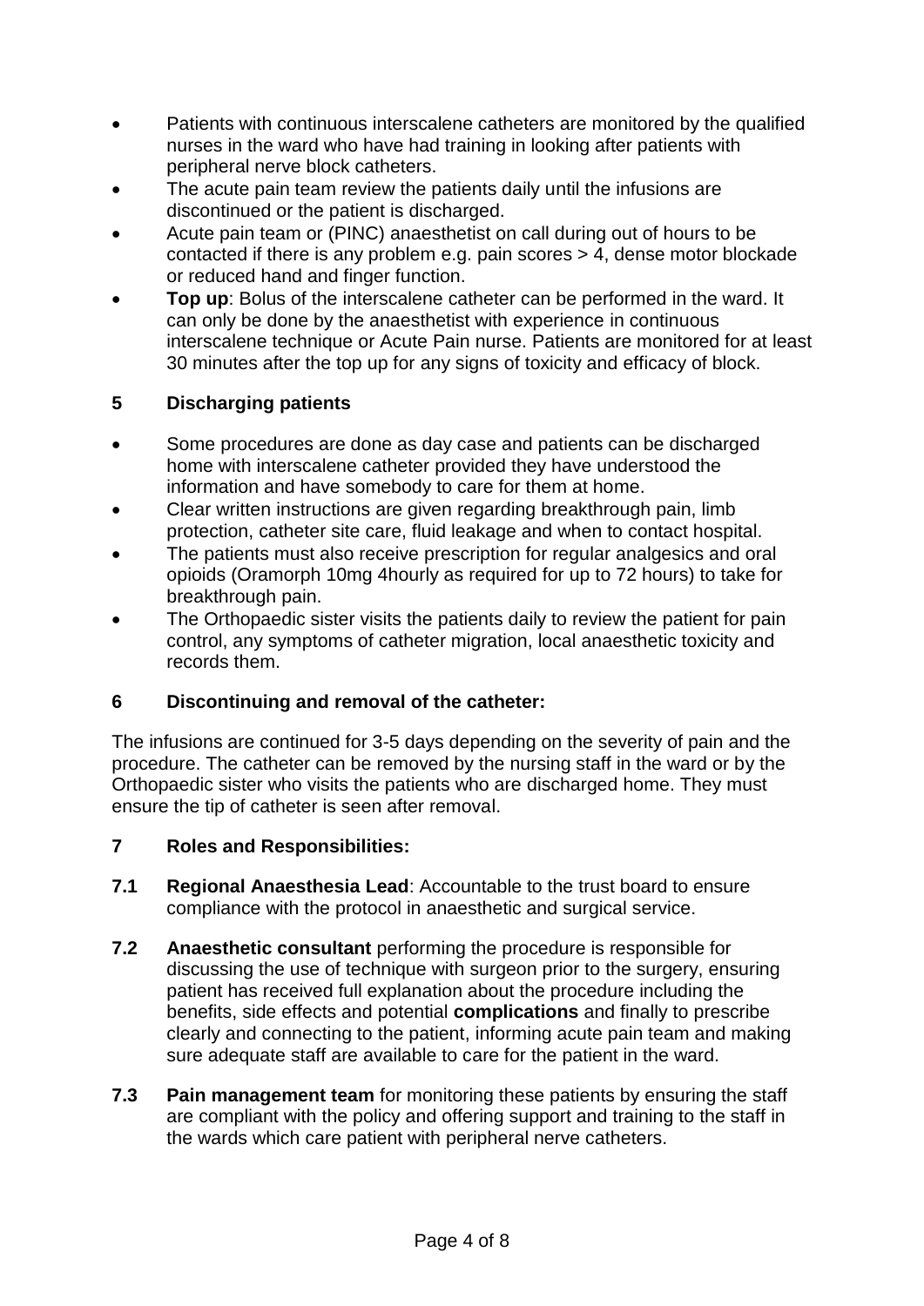- Patients with continuous interscalene catheters are monitored by the qualified nurses in the ward who have had training in looking after patients with peripheral nerve block catheters.
- The acute pain team review the patients daily until the infusions are discontinued or the patient is discharged.
- Acute pain team or (PINC) anaesthetist on call during out of hours to be contacted if there is any problem e.g. pain scores > 4, dense motor blockade or reduced hand and finger function.
- **Top up**: Bolus of the interscalene catheter can be performed in the ward. It can only be done by the anaesthetist with experience in continuous interscalene technique or Acute Pain nurse. Patients are monitored for at least 30 minutes after the top up for any signs of toxicity and efficacy of block.

## 5 Discharging patients

- Some procedures are done as day case and patients can be discharged home with interscalene catheter provided they have understood the information and have somebody to care for them at home.
- Clear written instructions are given regarding breakthrough pain, limb protection, catheter site care, fluid leakage and when to contact hospital.
- The patients must also receive prescription for regular analgesics and oral opioids (Oramorph 10mg 4hourly as required for up to 72 hours) to take for breakthrough pain.
- The Orthopaedic sister visits the patients daily to review the patient for pain control, any symptoms of catheter migration, local anaesthetic toxicity and records them.

## 6 Discontinuing and removal of the catheter:

The infusions are continued for 3-5 days depending on the severity of pain and the procedure. The catheter can be removed by the nursing staff in the ward or by the Orthopaedic sister who visits the patients who are discharged home. They must ensure the tip of catheter is seen after removal.

## 7 Roles and Responsibilities:

**7.1** **Regional Anaesthesia Lead**: Accountable to the trust board to ensure compliance with the protocol in anaesthetic and surgical service.

**7.2** **Anaesthetic consultant** performing the procedure is responsible for discussing the use of technique with surgeon prior to the surgery, ensuring patient has received full explanation about the procedure including the benefits, side effects and potential **complications** and finally to prescribe clearly and connecting to the patient, informing acute pain team and making sure adequate staff are available to care for the patient in the ward.

**7.3** **Pain management team** for monitoring these patients by ensuring the staff are compliant with the policy and offering support and training to the staff in the wards which care patient with peripheral nerve catheters.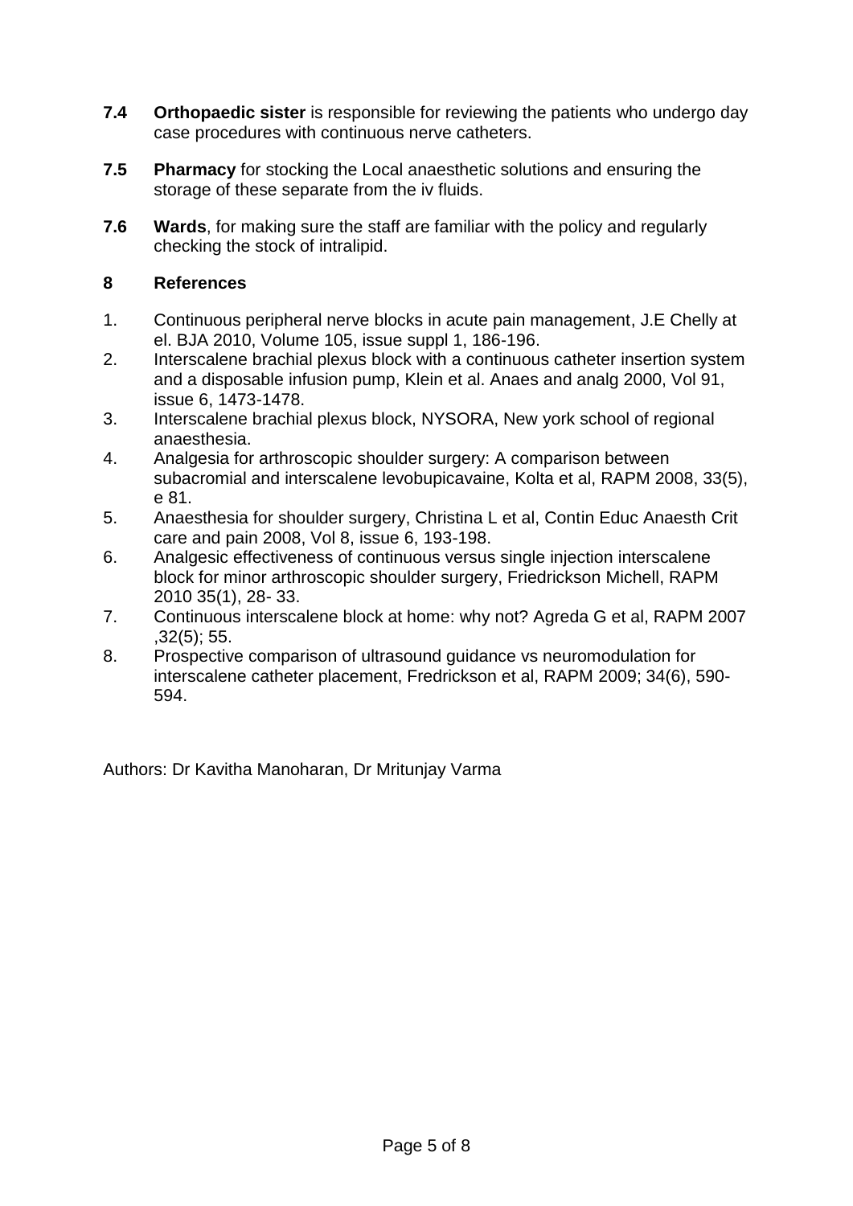**7.4** **Orthopaedic sister** is responsible for reviewing the patients who undergo day case procedures with continuous nerve catheters.

**7.5** **Pharmacy** for stocking the Local anaesthetic solutions and ensuring the storage of these separate from the iv fluids.

**7.6** **Wards**, for making sure the staff are familiar with the policy and regularly checking the stock of intralipid.

## 8 References

1. Continuous peripheral nerve blocks in acute pain management, J.E Chelly at el. BJA 2010, Volume 105, issue suppl 1, 186-196.
2. Interscalene brachial plexus block with a continuous catheter insertion system and a disposable infusion pump, Klein et al. Anaes and analg 2000, Vol 91, issue 6, 1473-1478.
3. Interscalene brachial plexus block, NYSORA, New york school of regional anaesthesia.
4. Analgesia for arthroscopic shoulder surgery: A comparison between subacromial and interscalene levobupicavaine, Kolta et al, RAPM 2008, 33(5), e 81.
5. Anaesthesia for shoulder surgery, Christina L et al, Contin Educ Anaesth Crit care and pain 2008, Vol 8, issue 6, 193-198.
6. Analgesic effectiveness of continuous versus single injection interscalene block for minor arthroscopic shoulder surgery, Friedrickson Michell, RAPM 2010 35(1), 28- 33.
7. Continuous interscalene block at home: why not? Agreda G et al, RAPM 2007 ,32(5); 55.
8. Prospective comparison of ultrasound guidance vs neuromodulation for interscalene catheter placement, Fredrickson et al, RAPM 2009; 34(6), 590-594.

Authors: Dr Kavitha Manoharan, Dr Mritunjay Varma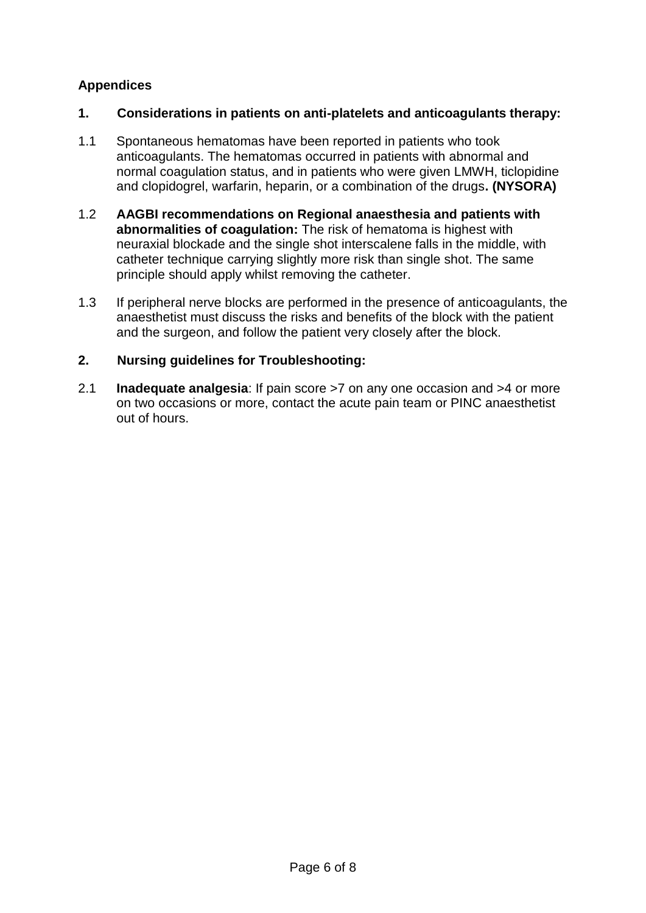**Appendices**

**1. Considerations in patients on anti-platelets and anticoagulants therapy:**

1.1 Spontaneous hematomas have been reported in patients who took anticoagulants. The hematomas occurred in patients with abnormal and normal coagulation status, and in patients who were given LMWH, ticlopidine and clopidogrel, warfarin, heparin, or a combination of the drugs**. (NYSORA)**

1.2 **AAGBI recommendations on Regional anaesthesia and patients with abnormalities of coagulation:** The risk of hematoma is highest with neuraxial blockade and the single shot interscalene falls in the middle, with catheter technique carrying slightly more risk than single shot. The same principle should apply whilst removing the catheter.

1.3 If peripheral nerve blocks are performed in the presence of anticoagulants, the anaesthetist must discuss the risks and benefits of the block with the patient and the surgeon, and follow the patient very closely after the block.

**2. Nursing guidelines for Troubleshooting:**

2.1 **Inadequate analgesia**: If pain score >7 on any one occasion and >4 or more on two occasions or more, contact the acute pain team or PINC anaesthetist out of hours.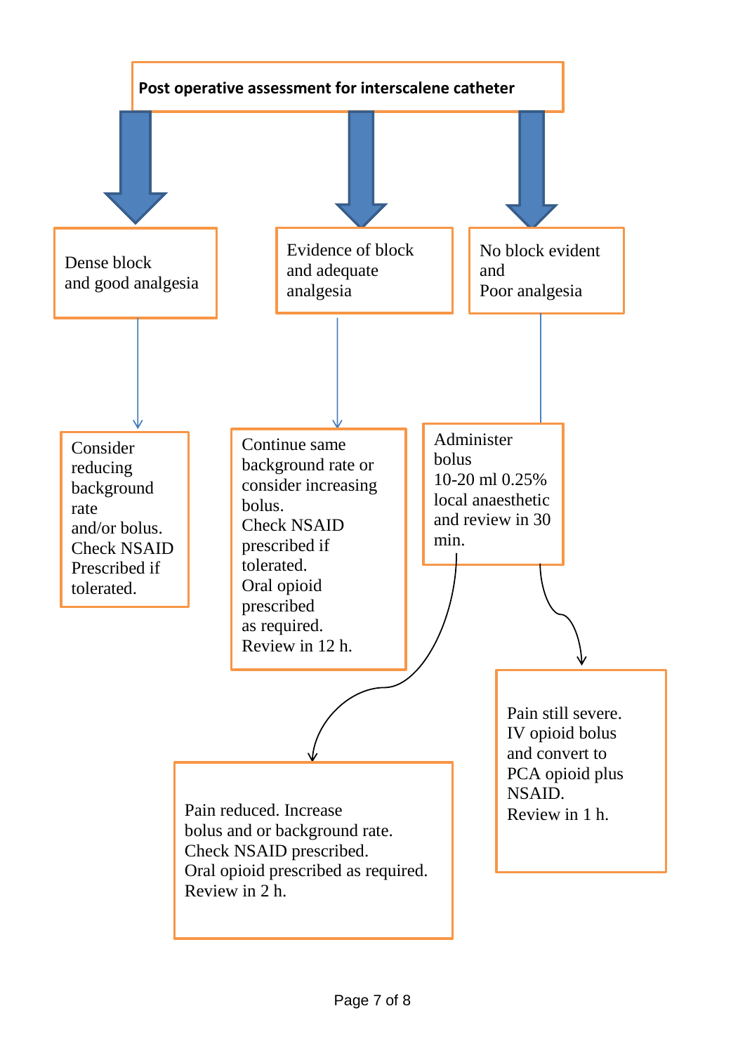## Post operative assessment for interscalene catheter

**Dense block and good analgesia**

Consider reducing background rate and/or bolus. Check NSAID Prescribed if tolerated.

**Evidence of block and adequate analgesia**

Continue same background rate or consider increasing bolus. Check NSAID prescribed if tolerated. Oral opioid prescribed as required. Review in 12 h.

**No block evident and Poor analgesia**

Administer bolus 10-20 ml 0.25% local anaesthetic and review in 30 min.

- Pain reduced. Increase bolus and or background rate. Check NSAID prescribed. Oral opioid prescribed as required. Review in 2 h.
- Pain still severe. IV opioid bolus and convert to PCA opioid plus NSAID. Review in 1 h.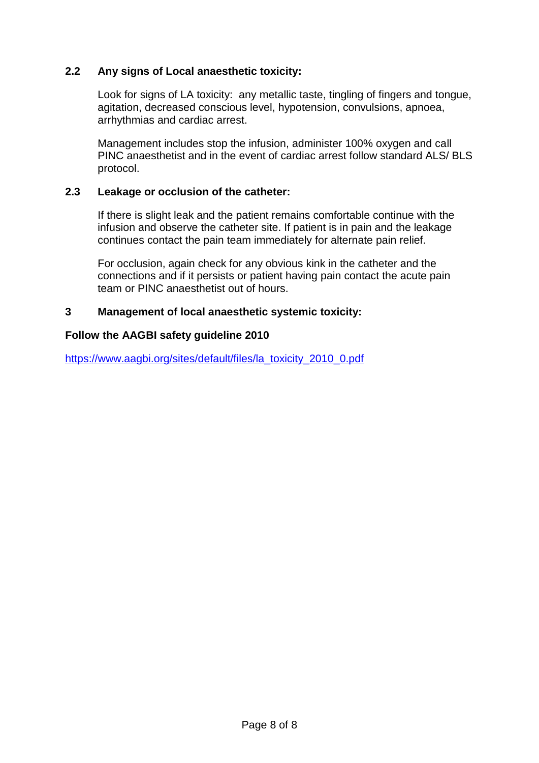### 2.2 Any signs of Local anaesthetic toxicity:

Look for signs of LA toxicity: any metallic taste, tingling of fingers and tongue, agitation, decreased conscious level, hypotension, convulsions, apnoea, arrhythmias and cardiac arrest.

Management includes stop the infusion, administer 100% oxygen and call PINC anaesthetist and in the event of cardiac arrest follow standard ALS/ BLS protocol.

### 2.3 Leakage or occlusion of the catheter:

If there is slight leak and the patient remains comfortable continue with the infusion and observe the catheter site. If patient is in pain and the leakage continues contact the pain team immediately for alternate pain relief.

For occlusion, again check for any obvious kink in the catheter and the connections and if it persists or patient having pain contact the acute pain team or PINC anaesthetist out of hours.

## 3 Management of local anaesthetic systemic toxicity:

**Follow the AAGBI safety guideline 2010**

https://www.aagbi.org/sites/default/files/la_toxicity_2010_0.pdf